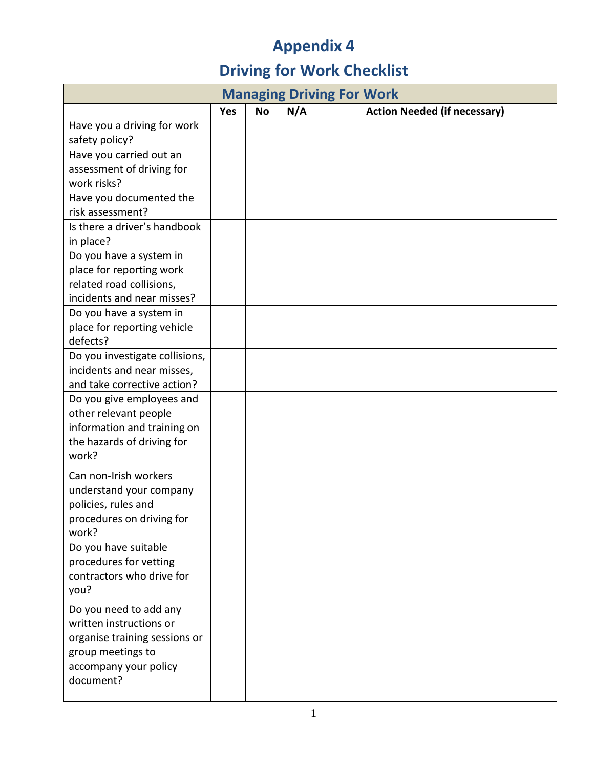# Appendix 4

# Driving for Work Checklist

| Managing Driving For Work | | | | |
|---|---|---|---|---|
| | **Yes** | **No** | **N/A** | **Action Needed (if necessary)** |
| Have you a driving for work safety policy? | | | | |
| Have you carried out an assessment of driving for work risks? | | | | |
| Have you documented the risk assessment? | | | | |
| Is there a driver's handbook in place? | | | | |
| Do you have a system in place for reporting work related road collisions, incidents and near misses? | | | | |
| Do you have a system in place for reporting vehicle defects? | | | | |
| Do you investigate collisions, incidents and near misses, and take corrective action? | | | | |
| Do you give employees and other relevant people information and training on the hazards of driving for work? | | | | |
| Can non-Irish workers understand your company policies, rules and procedures on driving for work? | | | | |
| Do you have suitable procedures for vetting contractors who drive for you? | | | | |
| Do you need to add any written instructions or organise training sessions or group meetings to accompany your policy document? | | | | |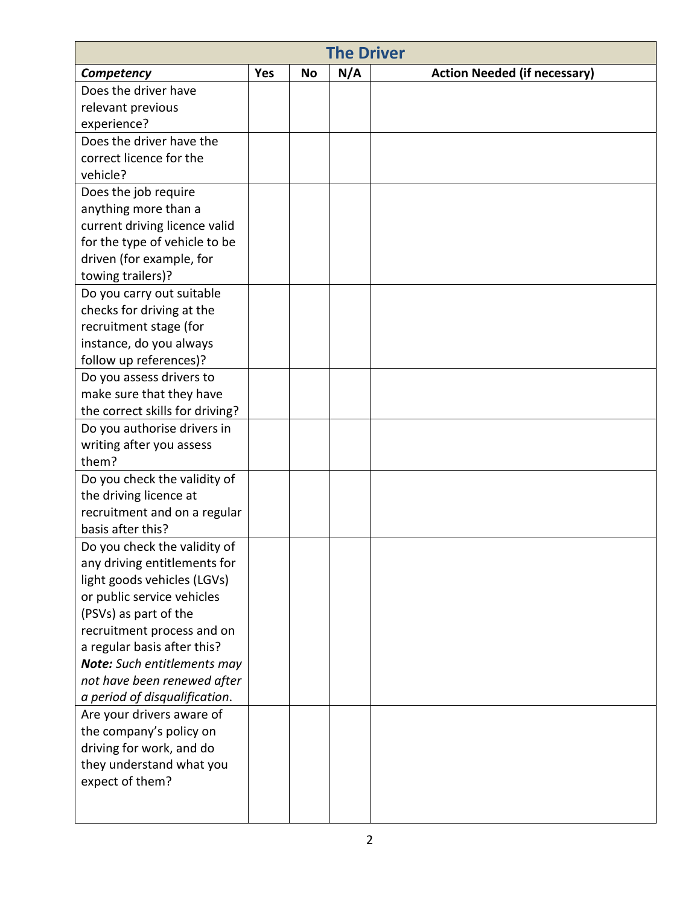| The Driver | | | | |
|---|---|---|---|---|
| ***Competency*** | **Yes** | **No** | **N/A** | **Action Needed (if necessary)** |
| Does the driver have relevant previous experience? | | | | |
| Does the driver have the correct licence for the vehicle? | | | | |
| Does the job require anything more than a current driving licence valid for the type of vehicle to be driven (for example, for towing trailers)? | | | | |
| Do you carry out suitable checks for driving at the recruitment stage (for instance, do you always follow up references)? | | | | |
| Do you assess drivers to make sure that they have the correct skills for driving? | | | | |
| Do you authorise drivers in writing after you assess them? | | | | |
| Do you check the validity of the driving licence at recruitment and on a regular basis after this? | | | | |
| Do you check the validity of any driving entitlements for light goods vehicles (LGVs) or public service vehicles (PSVs) as part of the recruitment process and on a regular basis after this? ***Note:*** *Such entitlements may not have been renewed after a period of disqualification.* | | | | |
| Are your drivers aware of the company's policy on driving for work, and do they understand what you expect of them? | | | | |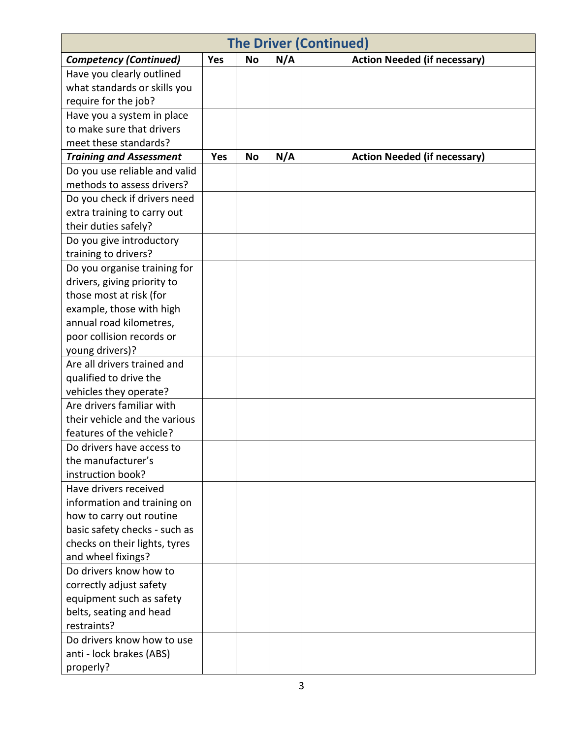## The Driver (Continued)

| ***Competency (Continued)*** | **Yes** | **No** | **N/A** | **Action Needed (if necessary)** |
|---|---|---|---|---|
| Have you clearly outlined what standards or skills you require for the job? | | | | |
| Have you a system in place to make sure that drivers meet these standards? | | | | |
| ***Training and Assessment*** | **Yes** | **No** | **N/A** | **Action Needed (if necessary)** |
| Do you use reliable and valid methods to assess drivers? | | | | |
| Do you check if drivers need extra training to carry out their duties safely? | | | | |
| Do you give introductory training to drivers? | | | | |
| Do you organise training for drivers, giving priority to those most at risk (for example, those with high annual road kilometres, poor collision records or young drivers)? | | | | |
| Are all drivers trained and qualified to drive the vehicles they operate? | | | | |
| Are drivers familiar with their vehicle and the various features of the vehicle? | | | | |
| Do drivers have access to the manufacturer's instruction book? | | | | |
| Have drivers received information and training on how to carry out routine basic safety checks - such as checks on their lights, tyres and wheel fixings? | | | | |
| Do drivers know how to correctly adjust safety equipment such as safety belts, seating and head restraints? | | | | |
| Do drivers know how to use anti - lock brakes (ABS) properly? | | | | |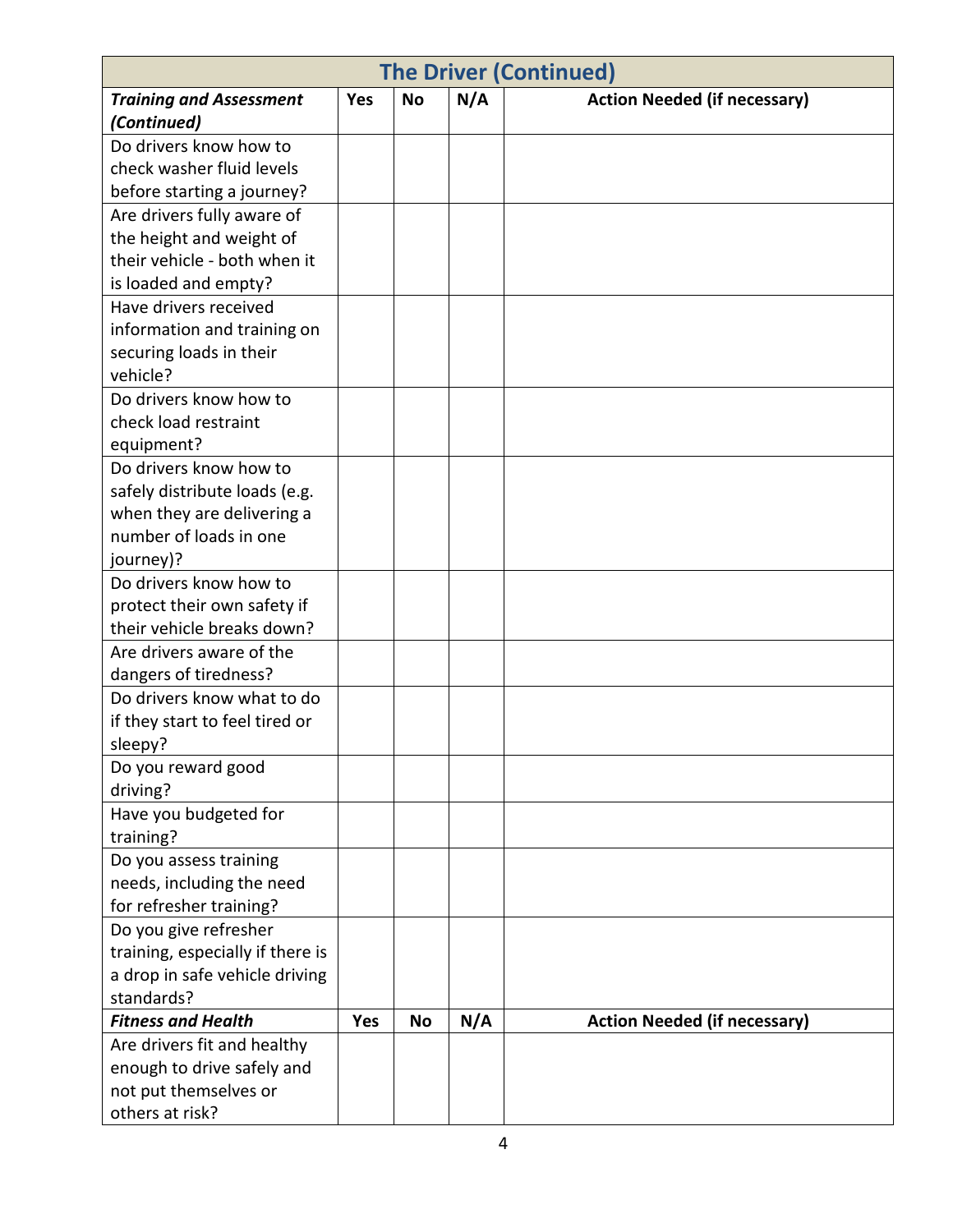| The Driver (Continued) | | | | |
|---|---|---|---|---|
| ***Training and Assessment (Continued)*** | **Yes** | **No** | **N/A** | **Action Needed (if necessary)** |
| Do drivers know how to check washer fluid levels before starting a journey? | | | | |
| Are drivers fully aware of the height and weight of their vehicle - both when it is loaded and empty? | | | | |
| Have drivers received information and training on securing loads in their vehicle? | | | | |
| Do drivers know how to check load restraint equipment? | | | | |
| Do drivers know how to safely distribute loads (e.g. when they are delivering a number of loads in one journey)? | | | | |
| Do drivers know how to protect their own safety if their vehicle breaks down? | | | | |
| Are drivers aware of the dangers of tiredness? | | | | |
| Do drivers know what to do if they start to feel tired or sleepy? | | | | |
| Do you reward good driving? | | | | |
| Have you budgeted for training? | | | | |
| Do you assess training needs, including the need for refresher training? | | | | |
| Do you give refresher training, especially if there is a drop in safe vehicle driving standards? | | | | |
| ***Fitness and Health*** | **Yes** | **No** | **N/A** | **Action Needed (if necessary)** |
| Are drivers fit and healthy enough to drive safely and not put themselves or others at risk? | | | | |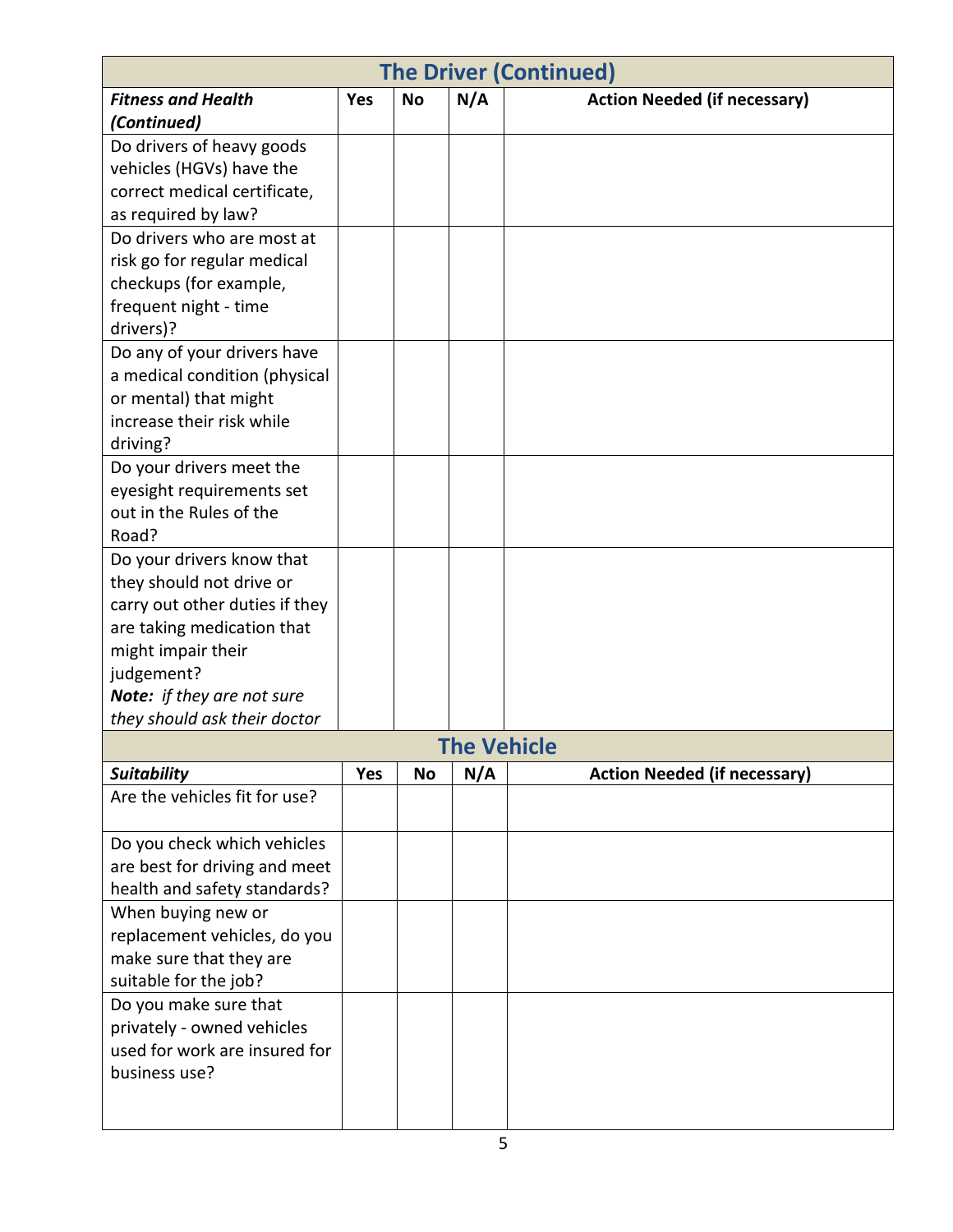## The Driver (Continued)

| *Fitness and Health (Continued)* | Yes | No | N/A | Action Needed (if necessary) |
|---|---|---|---|---|
| Do drivers of heavy goods vehicles (HGVs) have the correct medical certificate, as required by law? | | | | |
| Do drivers who are most at risk go for regular medical checkups (for example, frequent night - time drivers)? | | | | |
| Do any of your drivers have a medical condition (physical or mental) that might increase their risk while driving? | | | | |
| Do your drivers meet the eyesight requirements set out in the Rules of the Road? | | | | |
| Do your drivers know that they should not drive or carry out other duties if they are taking medication that might impair their judgement? ***Note:*** *if they are not sure they should ask their doctor* | | | | |

## The Vehicle

| *Suitability* | Yes | No | N/A | Action Needed (if necessary) |
|---|---|---|---|---|
| Are the vehicles fit for use? | | | | |
| Do you check which vehicles are best for driving and meet health and safety standards? | | | | |
| When buying new or replacement vehicles, do you make sure that they are suitable for the job? | | | | |
| Do you make sure that privately - owned vehicles used for work are insured for business use? | | | | |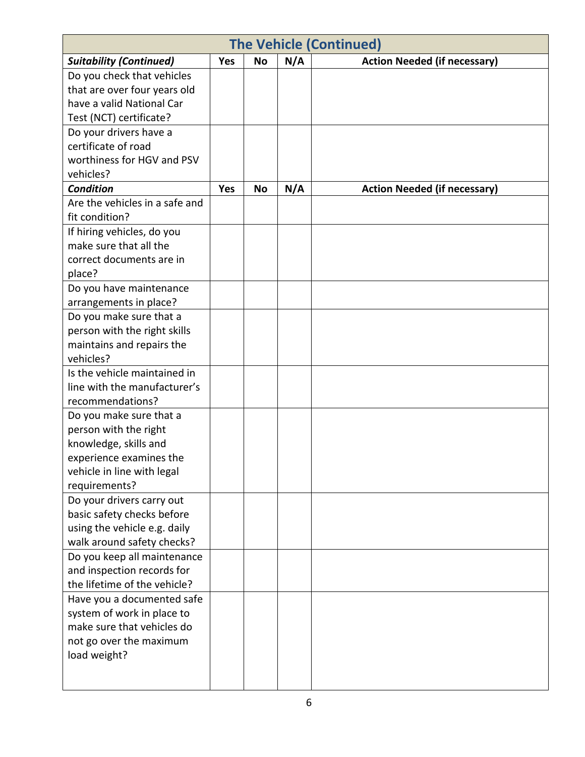| The Vehicle (Continued) | | | | |
|---|---|---|---|---|
| ***Suitability (Continued)*** | **Yes** | **No** | **N/A** | **Action Needed (if necessary)** |
| Do you check that vehicles that are over four years old have a valid National Car Test (NCT) certificate? | | | | |
| Do your drivers have a certificate of road worthiness for HGV and PSV vehicles? | | | | |
| ***Condition*** | **Yes** | **No** | **N/A** | **Action Needed (if necessary)** |
| Are the vehicles in a safe and fit condition? | | | | |
| If hiring vehicles, do you make sure that all the correct documents are in place? | | | | |
| Do you have maintenance arrangements in place? | | | | |
| Do you make sure that a person with the right skills maintains and repairs the vehicles? | | | | |
| Is the vehicle maintained in line with the manufacturer's recommendations? | | | | |
| Do you make sure that a person with the right knowledge, skills and experience examines the vehicle in line with legal requirements? | | | | |
| Do your drivers carry out basic safety checks before using the vehicle e.g. daily walk around safety checks? | | | | |
| Do you keep all maintenance and inspection records for the lifetime of the vehicle? | | | | |
| Have you a documented safe system of work in place to make sure that vehicles do not go over the maximum load weight? | | | | |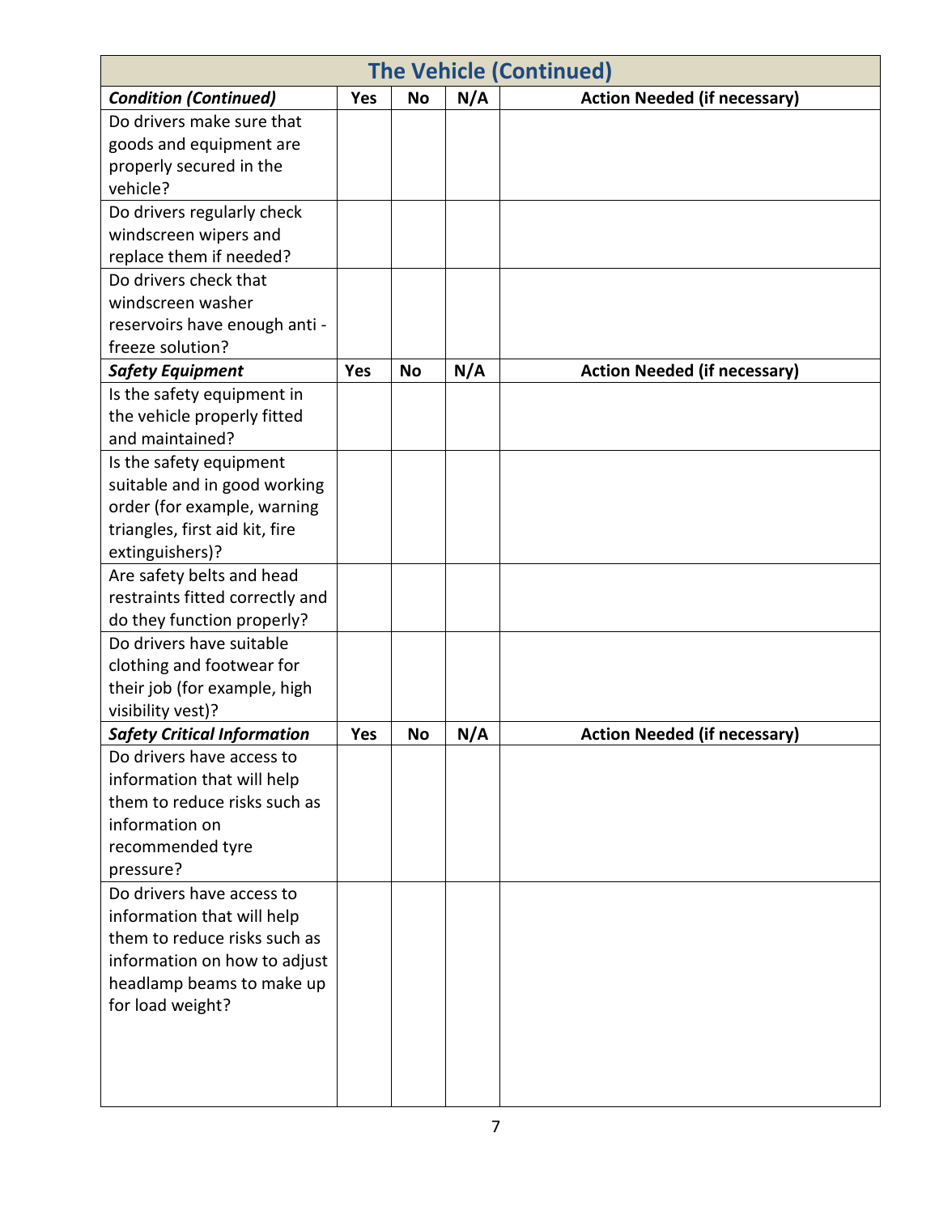## The Vehicle (Continued)

| ***Condition (Continued)*** | **Yes** | **No** | **N/A** | **Action Needed (if necessary)** |
|---|---|---|---|---|
| Do drivers make sure that goods and equipment are properly secured in the vehicle? | | | | |
| Do drivers regularly check windscreen wipers and replace them if needed? | | | | |
| Do drivers check that windscreen washer reservoirs have enough anti - freeze solution? | | | | |
| ***Safety Equipment*** | **Yes** | **No** | **N/A** | **Action Needed (if necessary)** |
| Is the safety equipment in the vehicle properly fitted and maintained? | | | | |
| Is the safety equipment suitable and in good working order (for example, warning triangles, first aid kit, fire extinguishers)? | | | | |
| Are safety belts and head restraints fitted correctly and do they function properly? | | | | |
| Do drivers have suitable clothing and footwear for their job (for example, high visibility vest)? | | | | |
| ***Safety Critical Information*** | **Yes** | **No** | **N/A** | **Action Needed (if necessary)** |
| Do drivers have access to information that will help them to reduce risks such as information on recommended tyre pressure? | | | | |
| Do drivers have access to information that will help them to reduce risks such as information on how to adjust headlamp beams to make up for load weight? | | | | |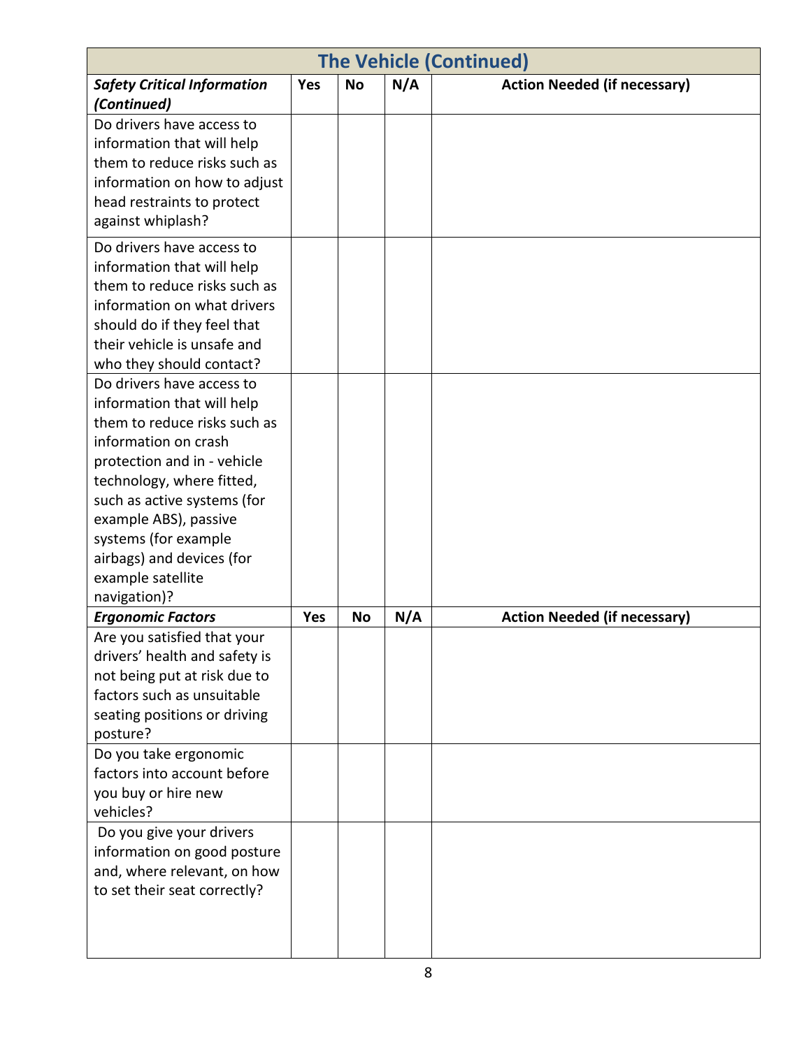| The Vehicle (Continued) | | | | |
|---|---|---|---|---|
| ***Safety Critical Information (Continued)*** | **Yes** | **No** | **N/A** | **Action Needed (if necessary)** |
| Do drivers have access to information that will help them to reduce risks such as information on how to adjust head restraints to protect against whiplash? | | | | |
| Do drivers have access to information that will help them to reduce risks such as information on what drivers should do if they feel that their vehicle is unsafe and who they should contact? | | | | |
| Do drivers have access to information that will help them to reduce risks such as information on crash protection and in - vehicle technology, where fitted, such as active systems (for example ABS), passive systems (for example airbags) and devices (for example satellite navigation)? | | | | |
| ***Ergonomic Factors*** | **Yes** | **No** | **N/A** | **Action Needed (if necessary)** |
| Are you satisfied that your drivers' health and safety is not being put at risk due to factors such as unsuitable seating positions or driving posture? | | | | |
| Do you take ergonomic factors into account before you buy or hire new vehicles? | | | | |
| Do you give your drivers information on good posture and, where relevant, on how to set their seat correctly? | | | | |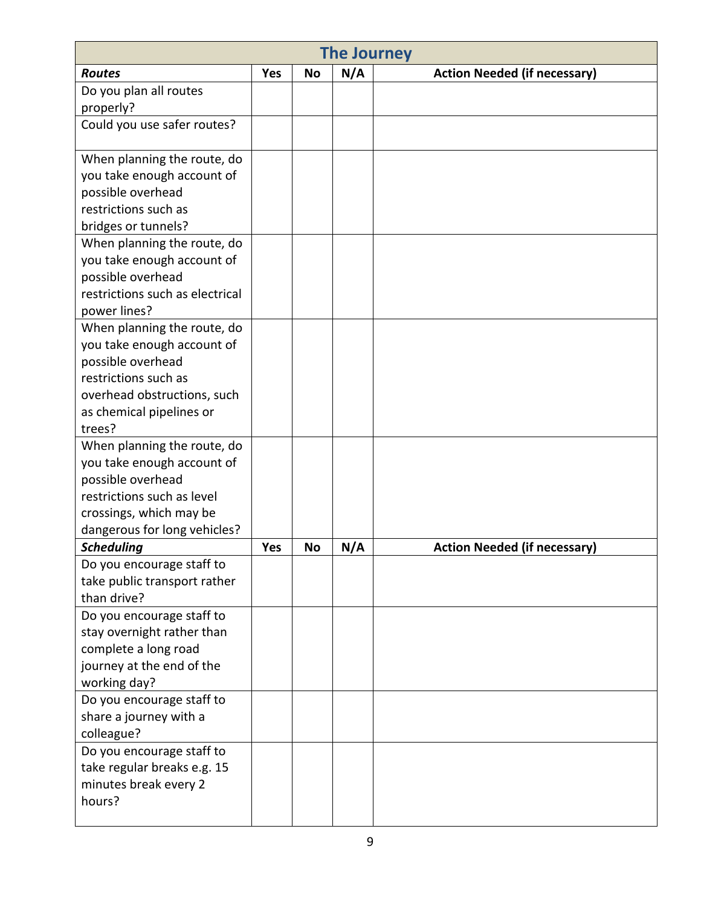| The Journey | | | | |
|---|---|---|---|---|
| ***Routes*** | **Yes** | **No** | **N/A** | **Action Needed (if necessary)** |
| Do you plan all routes properly? | | | | |
| Could you use safer routes? | | | | |
| When planning the route, do you take enough account of possible overhead restrictions such as bridges or tunnels? | | | | |
| When planning the route, do you take enough account of possible overhead restrictions such as electrical power lines? | | | | |
| When planning the route, do you take enough account of possible overhead restrictions such as overhead obstructions, such as chemical pipelines or trees? | | | | |
| When planning the route, do you take enough account of possible overhead restrictions such as level crossings, which may be dangerous for long vehicles? | | | | |
| ***Scheduling*** | **Yes** | **No** | **N/A** | **Action Needed (if necessary)** |
| Do you encourage staff to take public transport rather than drive? | | | | |
| Do you encourage staff to stay overnight rather than complete a long road journey at the end of the working day? | | | | |
| Do you encourage staff to share a journey with a colleague? | | | | |
| Do you encourage staff to take regular breaks e.g. 15 minutes break every 2 hours? | | | | |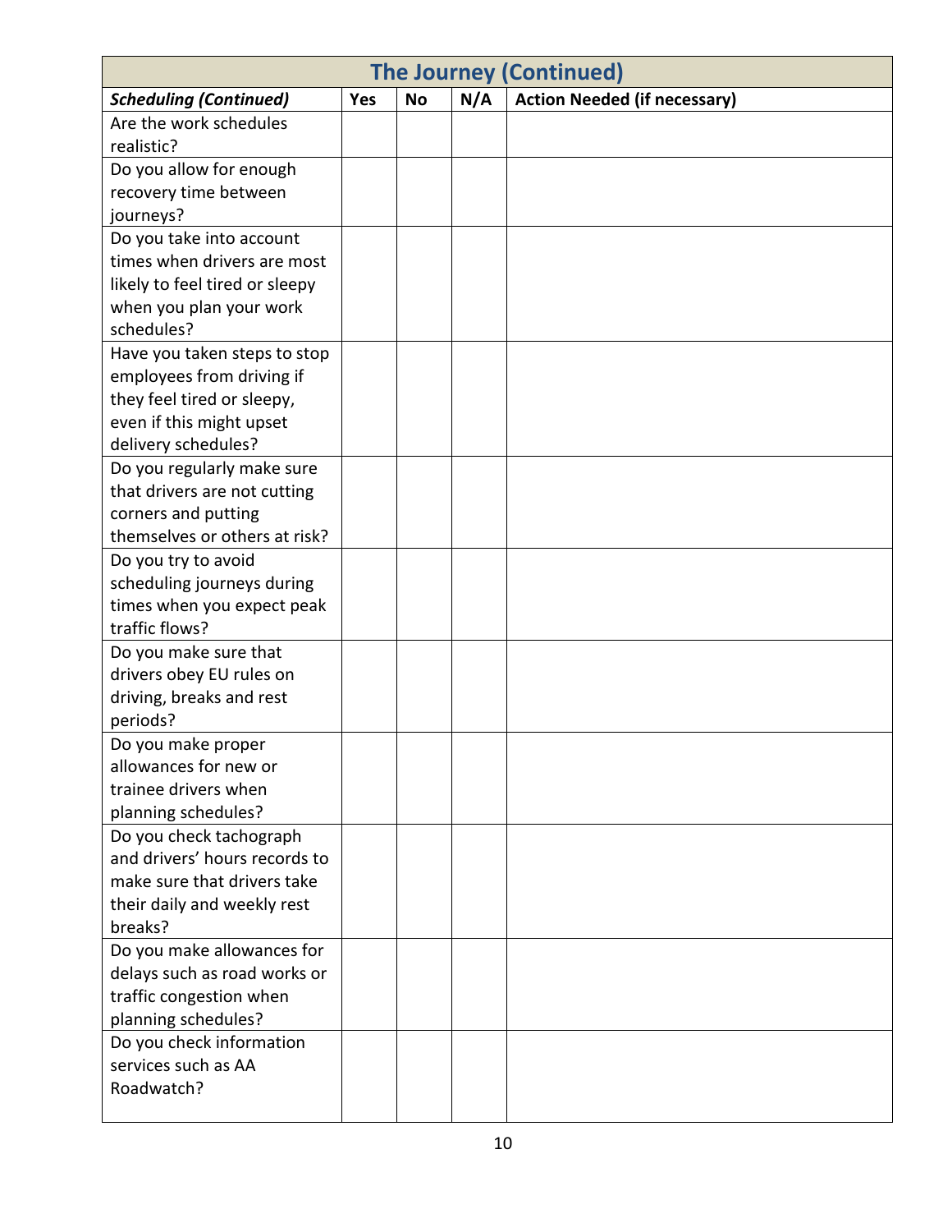| The Journey (Continued) | | | | |
|---|---|---|---|---|
| ***Scheduling (Continued)*** | **Yes** | **No** | **N/A** | **Action Needed (if necessary)** |
| Are the work schedules realistic? | | | | |
| Do you allow for enough recovery time between journeys? | | | | |
| Do you take into account times when drivers are most likely to feel tired or sleepy when you plan your work schedules? | | | | |
| Have you taken steps to stop employees from driving if they feel tired or sleepy, even if this might upset delivery schedules? | | | | |
| Do you regularly make sure that drivers are not cutting corners and putting themselves or others at risk? | | | | |
| Do you try to avoid scheduling journeys during times when you expect peak traffic flows? | | | | |
| Do you make sure that drivers obey EU rules on driving, breaks and rest periods? | | | | |
| Do you make proper allowances for new or trainee drivers when planning schedules? | | | | |
| Do you check tachograph and drivers' hours records to make sure that drivers take their daily and weekly rest breaks? | | | | |
| Do you make allowances for delays such as road works or traffic congestion when planning schedules? | | | | |
| Do you check information services such as AA Roadwatch? | | | | |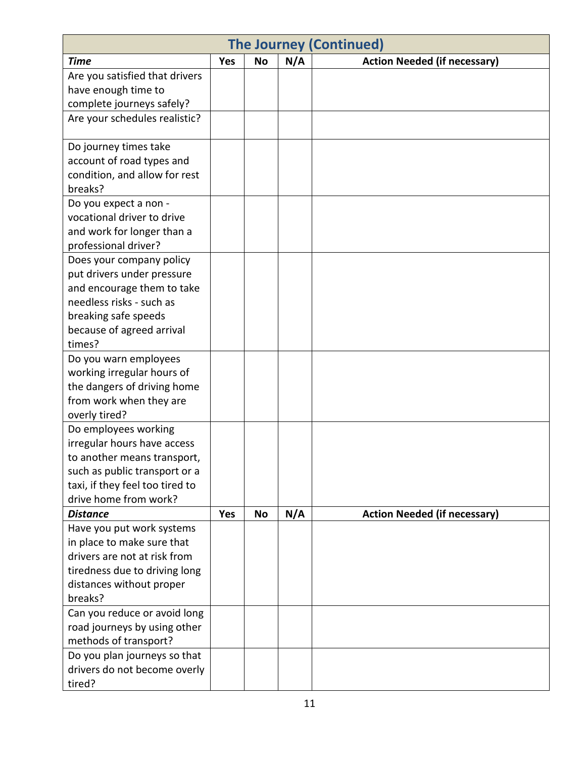| The Journey (Continued) | | | | |
|---|---|---|---|---|
| ***Time*** | **Yes** | **No** | **N/A** | **Action Needed (if necessary)** |
| Are you satisfied that drivers have enough time to complete journeys safely? | | | | |
| Are your schedules realistic? | | | | |
| Do journey times take account of road types and condition, and allow for rest breaks? | | | | |
| Do you expect a non - vocational driver to drive and work for longer than a professional driver? | | | | |
| Does your company policy put drivers under pressure and encourage them to take needless risks - such as breaking safe speeds because of agreed arrival times? | | | | |
| Do you warn employees working irregular hours of the dangers of driving home from work when they are overly tired? | | | | |
| Do employees working irregular hours have access to another means transport, such as public transport or a taxi, if they feel too tired to drive home from work? | | | | |
| ***Distance*** | **Yes** | **No** | **N/A** | **Action Needed (if necessary)** |
| Have you put work systems in place to make sure that drivers are not at risk from tiredness due to driving long distances without proper breaks? | | | | |
| Can you reduce or avoid long road journeys by using other methods of transport? | | | | |
| Do you plan journeys so that drivers do not become overly tired? | | | | |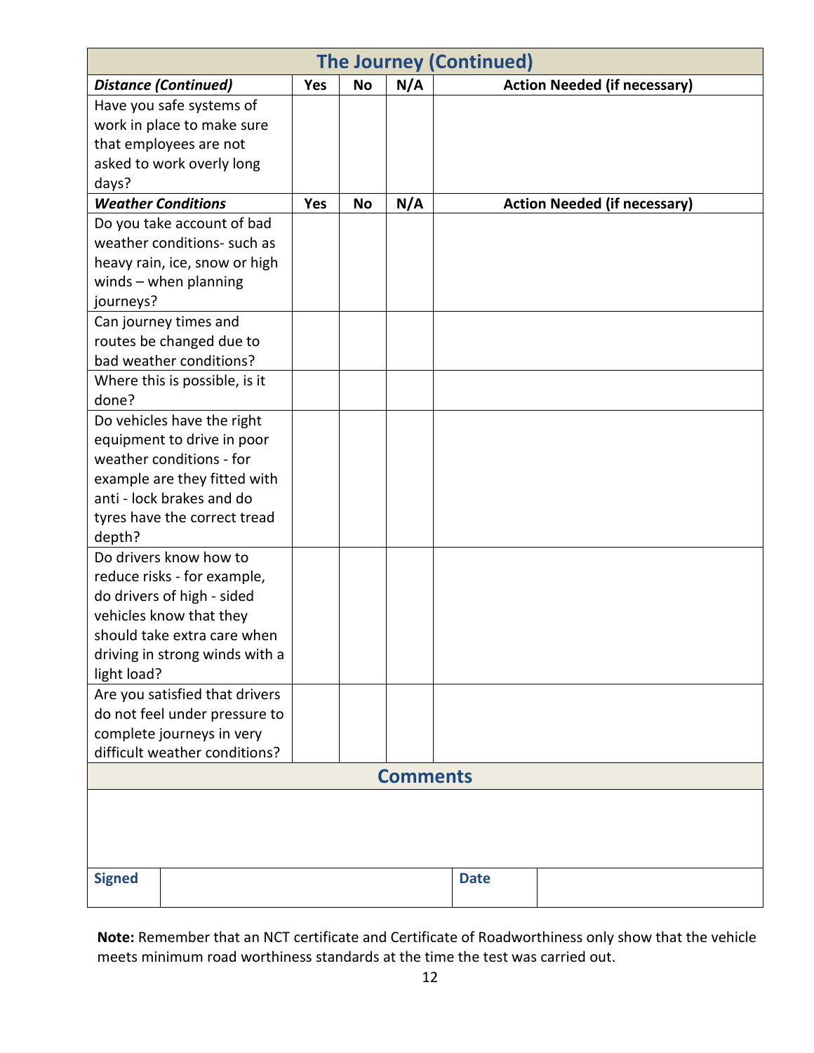## The Journey (Continued)

| *Distance (Continued)* | Yes | No | N/A | Action Needed (if necessary) |
|---|---|---|---|---|
| Have you safe systems of work in place to make sure that employees are not asked to work overly long days? | | | | |
| ***Weather Conditions*** | **Yes** | **No** | **N/A** | **Action Needed (if necessary)** |
| Do you take account of bad weather conditions- such as heavy rain, ice, snow or high winds – when planning journeys? | | | | |
| Can journey times and routes be changed due to bad weather conditions? | | | | |
| Where this is possible, is it done? | | | | |
| Do vehicles have the right equipment to drive in poor weather conditions - for example are they fitted with anti - lock brakes and do tyres have the correct tread depth? | | | | |
| Do drivers know how to reduce risks - for example, do drivers of high - sided vehicles know that they should take extra care when driving in strong winds with a light load? | | | | |
| Are you satisfied that drivers do not feel under pressure to complete journeys in very difficult weather conditions? | | | | |

## Comments

| | | | |
|---|---|---|---|
| **Signed** | | **Date** | |

**Note:** Remember that an NCT certificate and Certificate of Roadworthiness only show that the vehicle meets minimum road worthiness standards at the time the test was carried out.